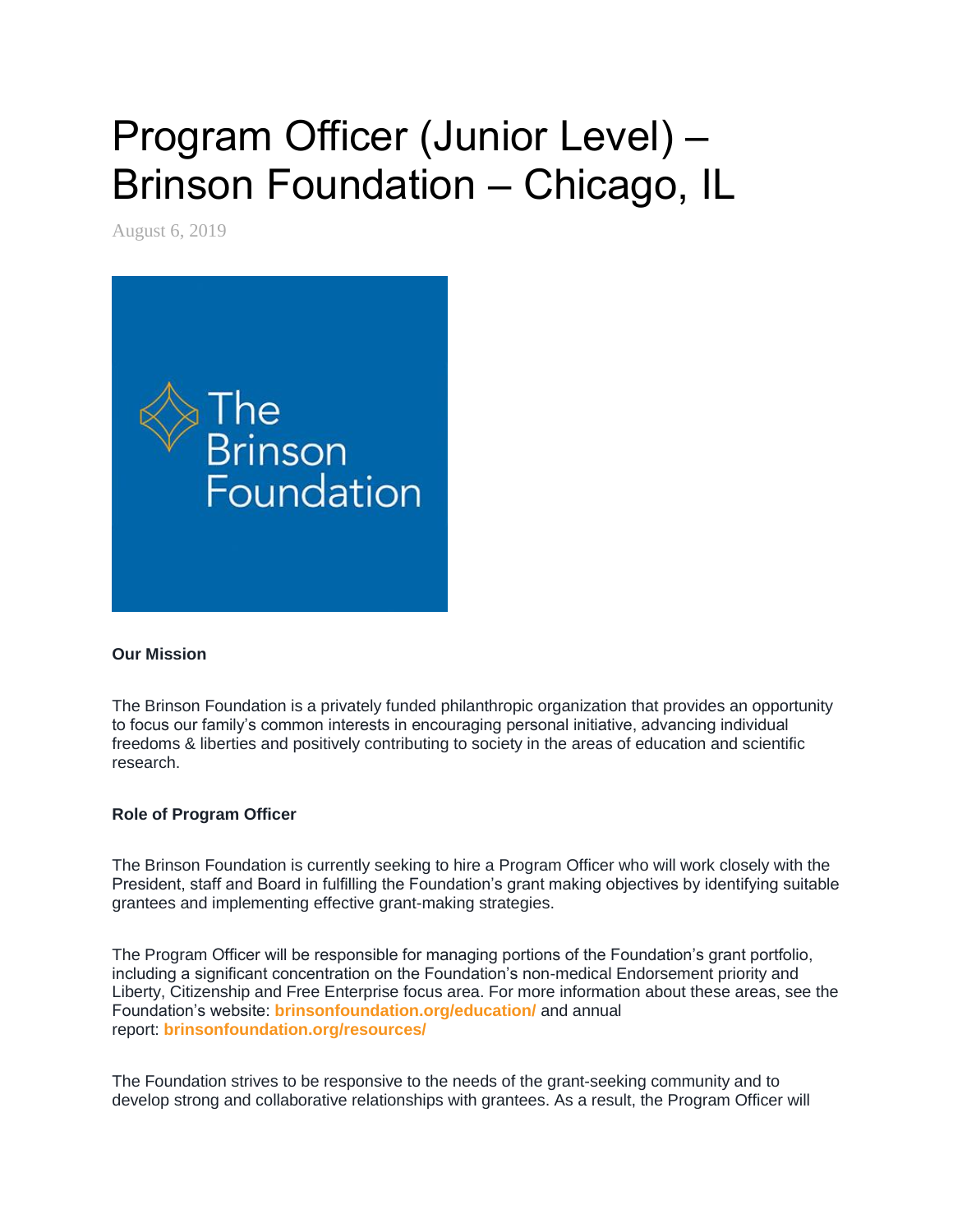# Program Officer (Junior Level) – Brinson Foundation – Chicago, IL

August 6, 2019

**Our Mission**

The Brinson Foundation is a privately funded philanthropic organization that provides an opportunity to focus our family's common interests in encouraging personal initiative, advancing individual freedoms & liberties and positively contributing to society in the areas of education and scientific research.

**Role of Program Officer**

The Brinson Foundation is currently seeking to hire a Program Officer who will work closely with the President, staff and Board in fulfilling the Foundation's grant making objectives by identifying suitable grantees and implementing effective grant-making strategies.

The Program Officer will be responsible for managing portions of the Foundation's grant portfolio, including a significant concentration on the Foundation's non-medical Endorsement priority and Liberty, Citizenship and Free Enterprise focus area. For more information about these areas, see the Foundation's website: **brinsonfoundation.org/education/** and annual report: **brinsonfoundation.org/resources/**

The Foundation strives to be responsive to the needs of the grant-seeking community and to develop strong and collaborative relationships with grantees. As a result, the Program Officer will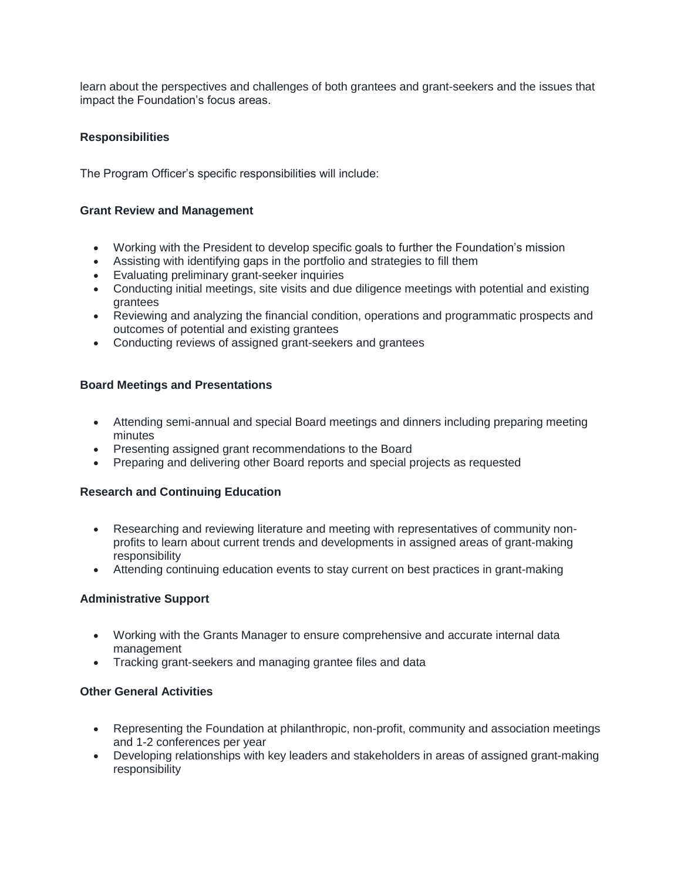learn about the perspectives and challenges of both grantees and grant-seekers and the issues that impact the Foundation's focus areas.

**Responsibilities**

The Program Officer's specific responsibilities will include:

**Grant Review and Management**

- Working with the President to develop specific goals to further the Foundation's mission
- Assisting with identifying gaps in the portfolio and strategies to fill them
- Evaluating preliminary grant-seeker inquiries
- Conducting initial meetings, site visits and due diligence meetings with potential and existing grantees
- Reviewing and analyzing the financial condition, operations and programmatic prospects and outcomes of potential and existing grantees
- Conducting reviews of assigned grant-seekers and grantees

**Board Meetings and Presentations**

- Attending semi-annual and special Board meetings and dinners including preparing meeting minutes
- Presenting assigned grant recommendations to the Board
- Preparing and delivering other Board reports and special projects as requested

**Research and Continuing Education**

- Researching and reviewing literature and meeting with representatives of community non-profits to learn about current trends and developments in assigned areas of grant-making responsibility
- Attending continuing education events to stay current on best practices in grant-making

**Administrative Support**

- Working with the Grants Manager to ensure comprehensive and accurate internal data management
- Tracking grant-seekers and managing grantee files and data

**Other General Activities**

- Representing the Foundation at philanthropic, non-profit, community and association meetings and 1-2 conferences per year
- Developing relationships with key leaders and stakeholders in areas of assigned grant-making responsibility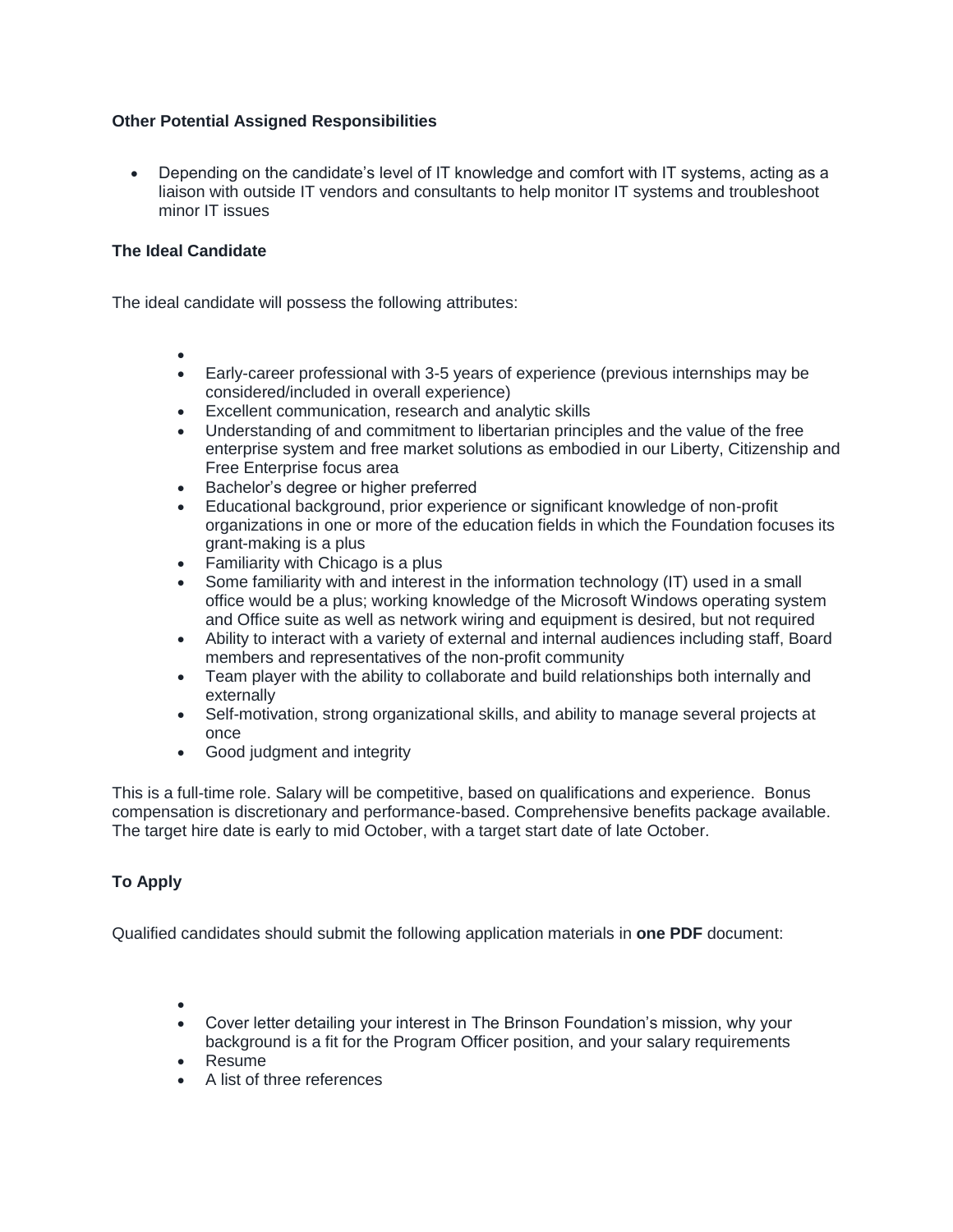**Other Potential Assigned Responsibilities**

- Depending on the candidate's level of IT knowledge and comfort with IT systems, acting as a liaison with outside IT vendors and consultants to help monitor IT systems and troubleshoot minor IT issues

**The Ideal Candidate**

The ideal candidate will possess the following attributes:

- Early-career professional with 3-5 years of experience (previous internships may be considered/included in overall experience)
- Excellent communication, research and analytic skills
- Understanding of and commitment to libertarian principles and the value of the free enterprise system and free market solutions as embodied in our Liberty, Citizenship and Free Enterprise focus area
- Bachelor's degree or higher preferred
- Educational background, prior experience or significant knowledge of non-profit organizations in one or more of the education fields in which the Foundation focuses its grant-making is a plus
- Familiarity with Chicago is a plus
- Some familiarity with and interest in the information technology (IT) used in a small office would be a plus; working knowledge of the Microsoft Windows operating system and Office suite as well as network wiring and equipment is desired, but not required
- Ability to interact with a variety of external and internal audiences including staff, Board members and representatives of the non-profit community
- Team player with the ability to collaborate and build relationships both internally and externally
- Self-motivation, strong organizational skills, and ability to manage several projects at once
- Good judgment and integrity

This is a full-time role. Salary will be competitive, based on qualifications and experience. Bonus compensation is discretionary and performance-based. Comprehensive benefits package available. The target hire date is early to mid October, with a target start date of late October.

**To Apply**

Qualified candidates should submit the following application materials in **one PDF** document:

- Cover letter detailing your interest in The Brinson Foundation's mission, why your background is a fit for the Program Officer position, and your salary requirements
- Resume
- A list of three references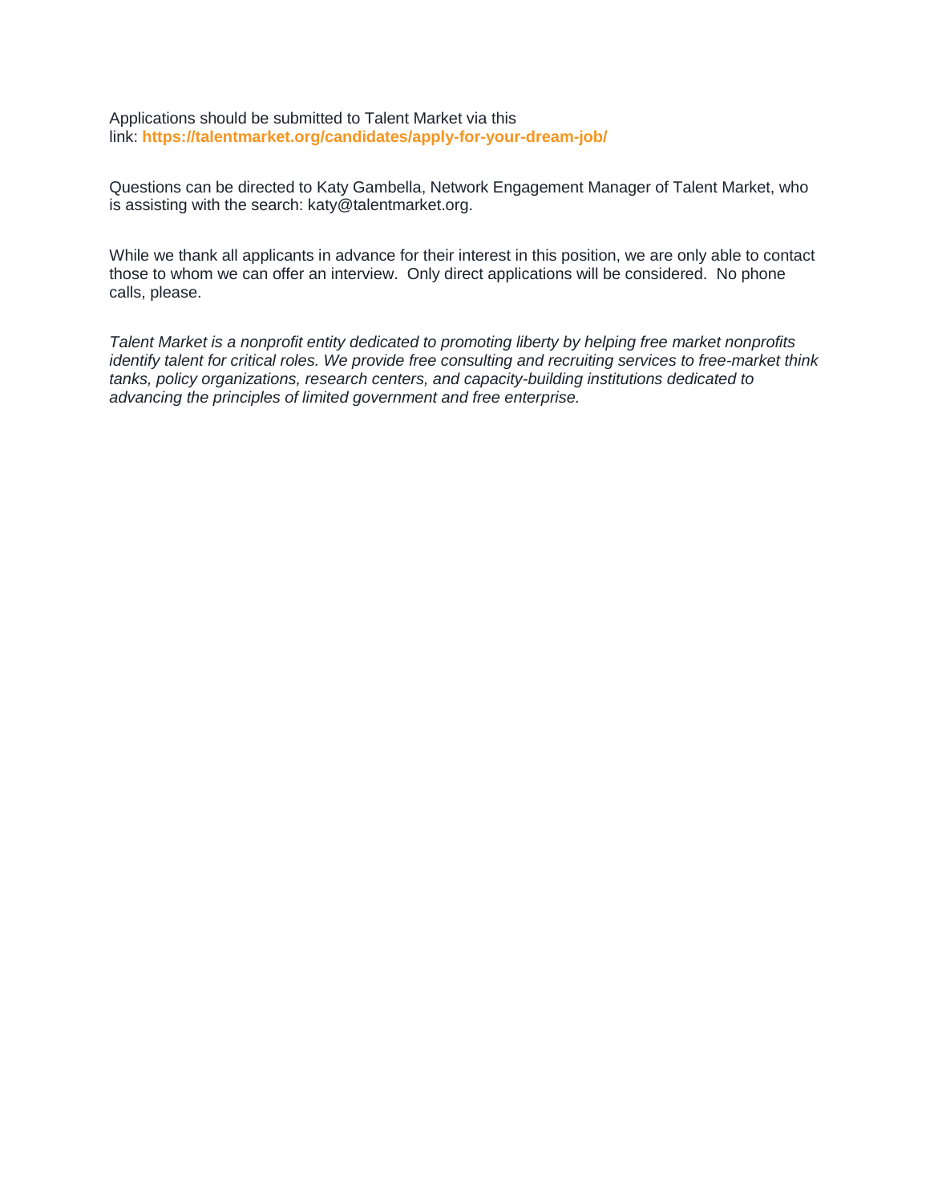Applications should be submitted to Talent Market via this link: **https://talentmarket.org/candidates/apply-for-your-dream-job/**

Questions can be directed to Katy Gambella, Network Engagement Manager of Talent Market, who is assisting with the search: katy@talentmarket.org.

While we thank all applicants in advance for their interest in this position, we are only able to contact those to whom we can offer an interview. Only direct applications will be considered. No phone calls, please.

*Talent Market is a nonprofit entity dedicated to promoting liberty by helping free market nonprofits identify talent for critical roles. We provide free consulting and recruiting services to free-market think tanks, policy organizations, research centers, and capacity-building institutions dedicated to advancing the principles of limited government and free enterprise.*